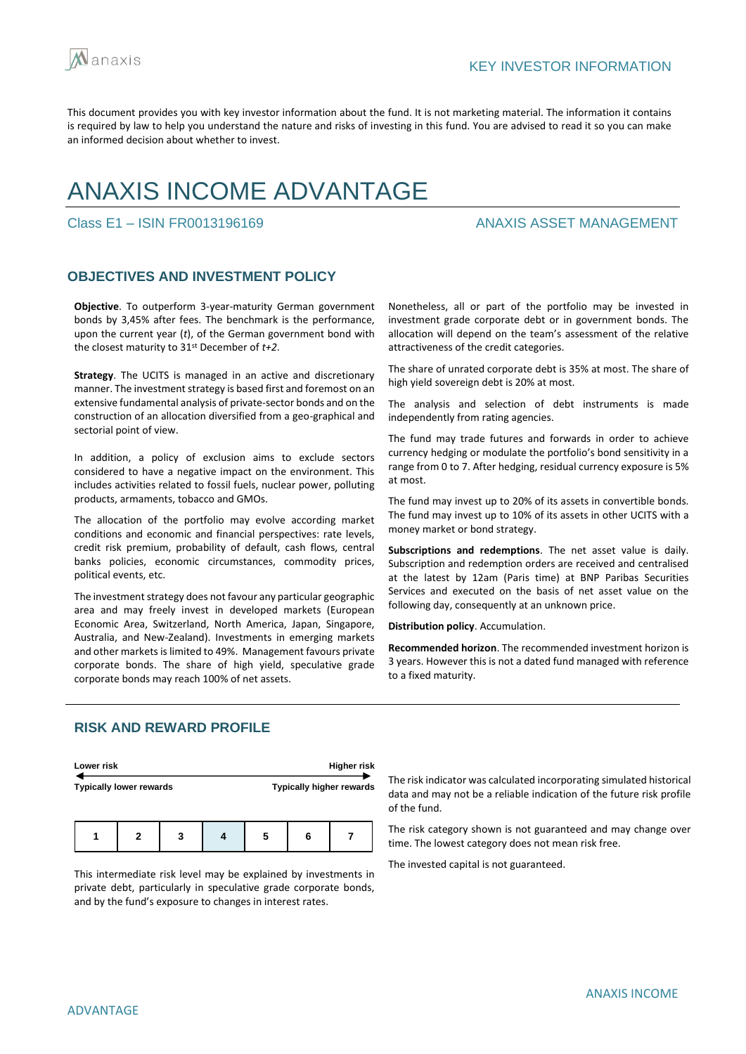KEY INVESTOR INFORMATION

This document provides you with key investor information about the fund. It is not marketing material. The information it contains is required by law to help you understand the nature and risks of investing in this fund. You are advised to read it so you can make an informed decision about whether to invest.

# ANAXIS INCOME ADVANTAGE

Class E1 – ISIN FR0013196169

ANAXIS ASSET MANAGEMENT

## OBJECTIVES AND INVESTMENT POLICY

**Objective**. To outperform 3-year-maturity German government bonds by 3,45% after fees. The benchmark is the performance, upon the current year (*t*), of the German government bond with the closest maturity to 31st December of *t+2*.

**Strategy**. The UCITS is managed in an active and discretionary manner. The investment strategy is based first and foremost on an extensive fundamental analysis of private-sector bonds and on the construction of an allocation diversified from a geo-graphical and sectorial point of view.

In addition, a policy of exclusion aims to exclude sectors considered to have a negative impact on the environment. This includes activities related to fossil fuels, nuclear power, polluting products, armaments, tobacco and GMOs.

The allocation of the portfolio may evolve according market conditions and economic and financial perspectives: rate levels, credit risk premium, probability of default, cash flows, central banks policies, economic circumstances, commodity prices, political events, etc.

The investment strategy does not favour any particular geographic area and may freely invest in developed markets (European Economic Area, Switzerland, North America, Japan, Singapore, Australia, and New-Zealand). Investments in emerging markets and other markets is limited to 49%. Management favours private corporate bonds. The share of high yield, speculative grade corporate bonds may reach 100% of net assets.

Nonetheless, all or part of the portfolio may be invested in investment grade corporate debt or in government bonds. The allocation will depend on the team's assessment of the relative attractiveness of the credit categories.

The share of unrated corporate debt is 35% at most. The share of high yield sovereign debt is 20% at most.

The analysis and selection of debt instruments is made independently from rating agencies.

The fund may trade futures and forwards in order to achieve currency hedging or modulate the portfolio's bond sensitivity in a range from 0 to 7. After hedging, residual currency exposure is 5% at most.

The fund may invest up to 20% of its assets in convertible bonds. The fund may invest up to 10% of its assets in other UCITS with a money market or bond strategy.

**Subscriptions and redemptions**. The net asset value is daily. Subscription and redemption orders are received and centralised at the latest by 12am (Paris time) at BNP Paribas Securities Services and executed on the basis of net asset value on the following day, consequently at an unknown price.

**Distribution policy**. Accumulation.

**Recommended horizon**. The recommended investment horizon is 3 years. However this is not a dated fund managed with reference to a fixed maturity.

## RISK AND REWARD PROFILE

| Lower risk | | | | | | Higher risk |
|---|---|---|---|---|---|---|
| Typically lower rewards | | | | | | Typically higher rewards |
| 1 | 2 | 3 | **4** | 5 | 6 | 7 |

This intermediate risk level may be explained by investments in private debt, particularly in speculative grade corporate bonds, and by the fund's exposure to changes in interest rates.

The risk indicator was calculated incorporating simulated historical data and may not be a reliable indication of the future risk profile of the fund.

The risk category shown is not guaranteed and may change over time. The lowest category does not mean risk free.

The invested capital is not guaranteed.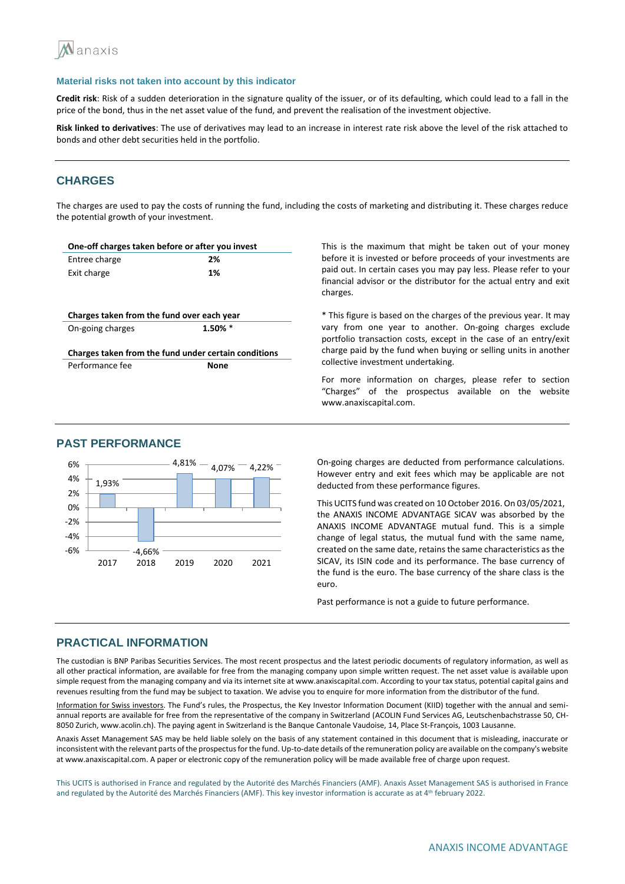### Material risks not taken into account by this indicator

**Credit risk**: Risk of a sudden deterioration in the signature quality of the issuer, or of its defaulting, which could lead to a fall in the price of the bond, thus in the net asset value of the fund, and prevent the realisation of the investment objective.

**Risk linked to derivatives**: The use of derivatives may lead to an increase in interest rate risk above the level of the risk attached to bonds and other debt securities held in the portfolio.

## CHARGES

The charges are used to pay the costs of running the fund, including the costs of marketing and distributing it. These charges reduce the potential growth of your investment.

| **One-off charges taken before or after you invest** | |
|---|---|
| Entree charge | **2%** |
| Exit charge | **1%** |
| **Charges taken from the fund over each year** | |
| On-going charges | **1.50% \*** |
| **Charges taken from the fund under certain conditions** | |
| Performance fee | **None** |

This is the maximum that might be taken out of your money before it is invested or before proceeds of your investments are paid out. In certain cases you may pay less. Please refer to your financial advisor or the distributor for the actual entry and exit charges.

\* This figure is based on the charges of the previous year. It may vary from one year to another. On-going charges exclude portfolio transaction costs, except in the case of an entry/exit charge paid by the fund when buying or selling units in another collective investment undertaking.

For more information on charges, please refer to section "Charges" of the prospectus available on the website www.anaxiscapital.com.

## PAST PERFORMANCE

| Year | 2017 | 2018 | 2019 | 2020 | 2021 |
|---|---|---|---|---|---|
| Performance | 1,93% | -4,66% | 4,81% | 4,07% | 4,22% |

On-going charges are deducted from performance calculations. However entry and exit fees which may be applicable are not deducted from these performance figures.

This UCITS fund was created on 10 October 2016. On 03/05/2021, the ANAXIS INCOME ADVANTAGE SICAV was absorbed by the ANAXIS INCOME ADVANTAGE mutual fund. This is a simple change of legal status, the mutual fund with the same name, created on the same date, retains the same characteristics as the SICAV, its ISIN code and its performance. The base currency of the fund is the euro. The base currency of the share class is the euro.

Past performance is not a guide to future performance.

## PRACTICAL INFORMATION

The custodian is BNP Paribas Securities Services. The most recent prospectus and the latest periodic documents of regulatory information, as well as all other practical information, are available for free from the managing company upon simple written request. The net asset value is available upon simple request from the managing company and via its internet site at www.anaxiscapital.com. According to your tax status, potential capital gains and revenues resulting from the fund may be subject to taxation. We advise you to enquire for more information from the distributor of the fund.

Information for Swiss investors. The Fund's rules, the Prospectus, the Key Investor Information Document (KIID) together with the annual and semi-annual reports are available for free from the representative of the company in Switzerland (ACOLIN Fund Services AG, Leutschenbachstrasse 50, CH-8050 Zurich, www.acolin.ch). The paying agent in Switzerland is the Banque Cantonale Vaudoise, 14, Place St-François, 1003 Lausanne.

Anaxis Asset Management SAS may be held liable solely on the basis of any statement contained in this document that is misleading, inaccurate or inconsistent with the relevant parts of the prospectus for the fund. Up-to-date details of the remuneration policy are available on the company's website at www.anaxiscapital.com. A paper or electronic copy of the remuneration policy will be made available free of charge upon request.

This UCITS is authorised in France and regulated by the Autorité des Marchés Financiers (AMF). Anaxis Asset Management SAS is authorised in France and regulated by the Autorité des Marchés Financiers (AMF). This key investor information is accurate as at 4th february 2022.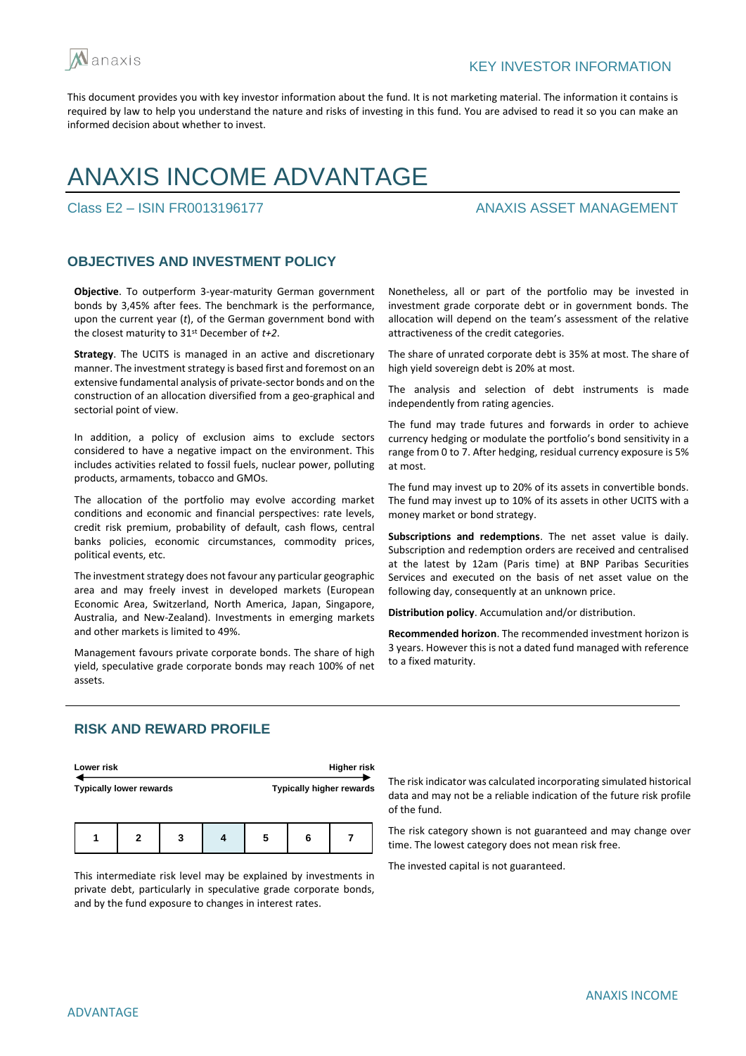KEY INVESTOR INFORMATION

This document provides you with key investor information about the fund. It is not marketing material. The information it contains is required by law to help you understand the nature and risks of investing in this fund. You are advised to read it so you can make an informed decision about whether to invest.

# ANAXIS INCOME ADVANTAGE

Class E2 – ISIN FR0013196177

ANAXIS ASSET MANAGEMENT

## OBJECTIVES AND INVESTMENT POLICY

**Objective**. To outperform 3-year-maturity German government bonds by 3,45% after fees. The benchmark is the performance, upon the current year (*t*), of the German government bond with the closest maturity to 31st December of *t+2*.

**Strategy**. The UCITS is managed in an active and discretionary manner. The investment strategy is based first and foremost on an extensive fundamental analysis of private-sector bonds and on the construction of an allocation diversified from a geo-graphical and sectorial point of view.

In addition, a policy of exclusion aims to exclude sectors considered to have a negative impact on the environment. This includes activities related to fossil fuels, nuclear power, polluting products, armaments, tobacco and GMOs.

The allocation of the portfolio may evolve according market conditions and economic and financial perspectives: rate levels, credit risk premium, probability of default, cash flows, central banks policies, economic circumstances, commodity prices, political events, etc.

The investment strategy does not favour any particular geographic area and may freely invest in developed markets (European Economic Area, Switzerland, North America, Japan, Singapore, Australia, and New-Zealand). Investments in emerging markets and other markets is limited to 49%.

Management favours private corporate bonds. The share of high yield, speculative grade corporate bonds may reach 100% of net assets.

Nonetheless, all or part of the portfolio may be invested in investment grade corporate debt or in government bonds. The allocation will depend on the team's assessment of the relative attractiveness of the credit categories.

The share of unrated corporate debt is 35% at most. The share of high yield sovereign debt is 20% at most.

The analysis and selection of debt instruments is made independently from rating agencies.

The fund may trade futures and forwards in order to achieve currency hedging or modulate the portfolio's bond sensitivity in a range from 0 to 7. After hedging, residual currency exposure is 5% at most.

The fund may invest up to 20% of its assets in convertible bonds. The fund may invest up to 10% of its assets in other UCITS with a money market or bond strategy.

**Subscriptions and redemptions**. The net asset value is daily. Subscription and redemption orders are received and centralised at the latest by 12am (Paris time) at BNP Paribas Securities Services and executed on the basis of net asset value on the following day, consequently at an unknown price.

**Distribution policy**. Accumulation and/or distribution.

**Recommended horizon**. The recommended investment horizon is 3 years. However this is not a dated fund managed with reference to a fixed maturity.

## RISK AND REWARD PROFILE

**Lower risk** — **Higher risk**

**Typically lower rewards** — **Typically higher rewards**

| 1 | 2 | 3 | **4** | 5 | 6 | 7 |
|---|---|---|---|---|---|---|

This intermediate risk level may be explained by investments in private debt, particularly in speculative grade corporate bonds, and by the fund exposure to changes in interest rates.

The risk indicator was calculated incorporating simulated historical data and may not be a reliable indication of the future risk profile of the fund.

The risk category shown is not guaranteed and may change over time. The lowest category does not mean risk free.

The invested capital is not guaranteed.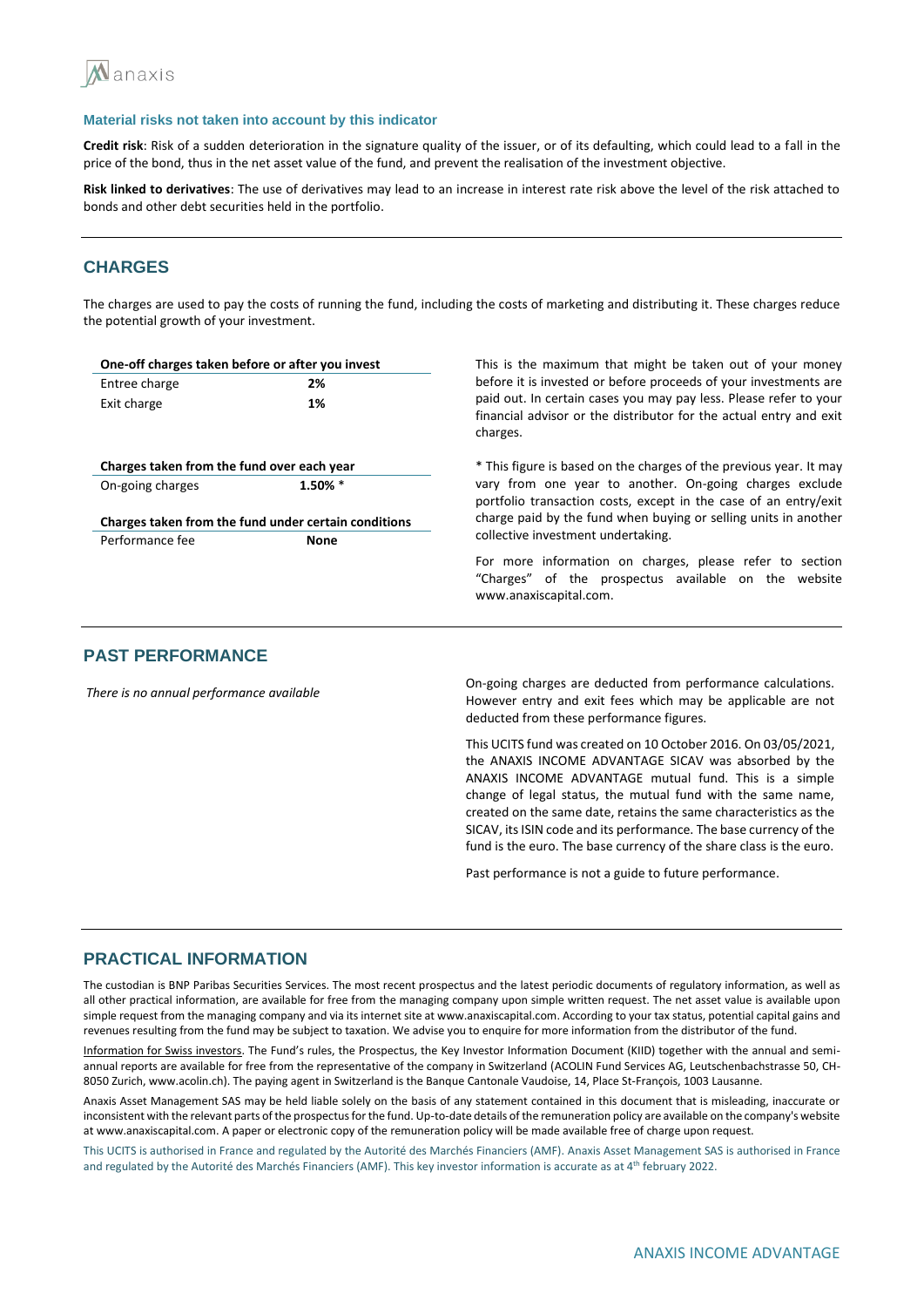### Material risks not taken into account by this indicator

**Credit risk**: Risk of a sudden deterioration in the signature quality of the issuer, or of its defaulting, which could lead to a fall in the price of the bond, thus in the net asset value of the fund, and prevent the realisation of the investment objective.

**Risk linked to derivatives**: The use of derivatives may lead to an increase in interest rate risk above the level of the risk attached to bonds and other debt securities held in the portfolio.

## CHARGES

The charges are used to pay the costs of running the fund, including the costs of marketing and distributing it. These charges reduce the potential growth of your investment.

| One-off charges taken before or after you invest | |
|---|---|
| Entree charge | **2%** |
| Exit charge | **1%** |
| **Charges taken from the fund over each year** | |
| On-going charges | **1.50% \*** |
| **Charges taken from the fund under certain conditions** | |
| Performance fee | **None** |

This is the maximum that might be taken out of your money before it is invested or before proceeds of your investments are paid out. In certain cases you may pay less. Please refer to your financial advisor or the distributor for the actual entry and exit charges.

\* This figure is based on the charges of the previous year. It may vary from one year to another. On-going charges exclude portfolio transaction costs, except in the case of an entry/exit charge paid by the fund when buying or selling units in another collective investment undertaking.

For more information on charges, please refer to section "Charges" of the prospectus available on the website www.anaxiscapital.com.

## PAST PERFORMANCE

*There is no annual performance available*

On-going charges are deducted from performance calculations. However entry and exit fees which may be applicable are not deducted from these performance figures.

This UCITS fund was created on 10 October 2016. On 03/05/2021, the ANAXIS INCOME ADVANTAGE SICAV was absorbed by the ANAXIS INCOME ADVANTAGE mutual fund. This is a simple change of legal status, the mutual fund with the same name, created on the same date, retains the same characteristics as the SICAV, its ISIN code and its performance. The base currency of the fund is the euro. The base currency of the share class is the euro.

Past performance is not a guide to future performance.

## PRACTICAL INFORMATION

The custodian is BNP Paribas Securities Services. The most recent prospectus and the latest periodic documents of regulatory information, as well as all other practical information, are available for free from the managing company upon simple written request. The net asset value is available upon simple request from the managing company and via its internet site at www.anaxiscapital.com. According to your tax status, potential capital gains and revenues resulting from the fund may be subject to taxation. We advise you to enquire for more information from the distributor of the fund.

Information for Swiss investors. The Fund's rules, the Prospectus, the Key Investor Information Document (KIID) together with the annual and semi-annual reports are available for free from the representative of the company in Switzerland (ACOLIN Fund Services AG, Leutschenbachstrasse 50, CH-8050 Zurich, www.acolin.ch). The paying agent in Switzerland is the Banque Cantonale Vaudoise, 14, Place St-François, 1003 Lausanne.

Anaxis Asset Management SAS may be held liable solely on the basis of any statement contained in this document that is misleading, inaccurate or inconsistent with the relevant parts of the prospectus for the fund. Up-to-date details of the remuneration policy are available on the company's website at www.anaxiscapital.com. A paper or electronic copy of the remuneration policy will be made available free of charge upon request.

This UCITS is authorised in France and regulated by the Autorité des Marchés Financiers (AMF). Anaxis Asset Management SAS is authorised in France and regulated by the Autorité des Marchés Financiers (AMF). This key investor information is accurate as at 4th february 2022.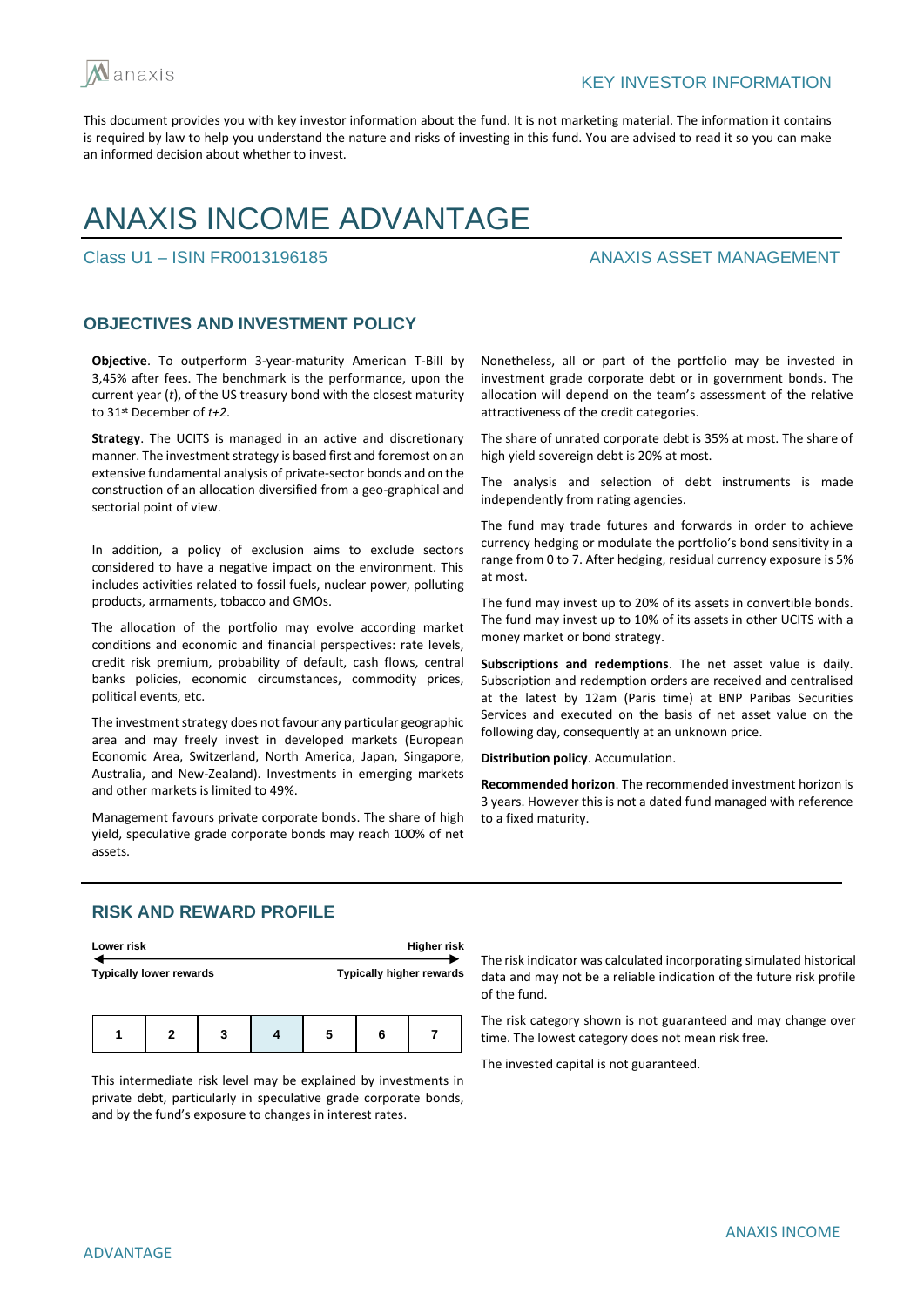KEY INVESTOR INFORMATION

This document provides you with key investor information about the fund. It is not marketing material. The information it contains is required by law to help you understand the nature and risks of investing in this fund. You are advised to read it so you can make an informed decision about whether to invest.

# ANAXIS INCOME ADVANTAGE

Class U1 – ISIN FR0013196185

ANAXIS ASSET MANAGEMENT

## OBJECTIVES AND INVESTMENT POLICY

**Objective**. To outperform 3-year-maturity American T-Bill by 3,45% after fees. The benchmark is the performance, upon the current year (*t*), of the US treasury bond with the closest maturity to 31st December of *t+2*.

**Strategy**. The UCITS is managed in an active and discretionary manner. The investment strategy is based first and foremost on an extensive fundamental analysis of private-sector bonds and on the construction of an allocation diversified from a geo-graphical and sectorial point of view.

In addition, a policy of exclusion aims to exclude sectors considered to have a negative impact on the environment. This includes activities related to fossil fuels, nuclear power, polluting products, armaments, tobacco and GMOs.

The allocation of the portfolio may evolve according market conditions and economic and financial perspectives: rate levels, credit risk premium, probability of default, cash flows, central banks policies, economic circumstances, commodity prices, political events, etc.

The investment strategy does not favour any particular geographic area and may freely invest in developed markets (European Economic Area, Switzerland, North America, Japan, Singapore, Australia, and New-Zealand). Investments in emerging markets and other markets is limited to 49%.

Management favours private corporate bonds. The share of high yield, speculative grade corporate bonds may reach 100% of net assets.

Nonetheless, all or part of the portfolio may be invested in investment grade corporate debt or in government bonds. The allocation will depend on the team's assessment of the relative attractiveness of the credit categories.

The share of unrated corporate debt is 35% at most. The share of high yield sovereign debt is 20% at most.

The analysis and selection of debt instruments is made independently from rating agencies.

The fund may trade futures and forwards in order to achieve currency hedging or modulate the portfolio's bond sensitivity in a range from 0 to 7. After hedging, residual currency exposure is 5% at most.

The fund may invest up to 20% of its assets in convertible bonds. The fund may invest up to 10% of its assets in other UCITS with a money market or bond strategy.

**Subscriptions and redemptions**. The net asset value is daily. Subscription and redemption orders are received and centralised at the latest by 12am (Paris time) at BNP Paribas Securities Services and executed on the basis of net asset value on the following day, consequently at an unknown price.

**Distribution policy**. Accumulation.

**Recommended horizon**. The recommended investment horizon is 3 years. However this is not a dated fund managed with reference to a fixed maturity.

## RISK AND REWARD PROFILE

**Lower risk** ← → **Higher risk**

**Typically lower rewards** — **Typically higher rewards**

| 1 | 2 | 3 | 4 | 5 | 6 | 7 |
|---|---|---|---|---|---|---|

This intermediate risk level may be explained by investments in private debt, particularly in speculative grade corporate bonds, and by the fund's exposure to changes in interest rates.

The risk indicator was calculated incorporating simulated historical data and may not be a reliable indication of the future risk profile of the fund.

The risk category shown is not guaranteed and may change over time. The lowest category does not mean risk free.

The invested capital is not guaranteed.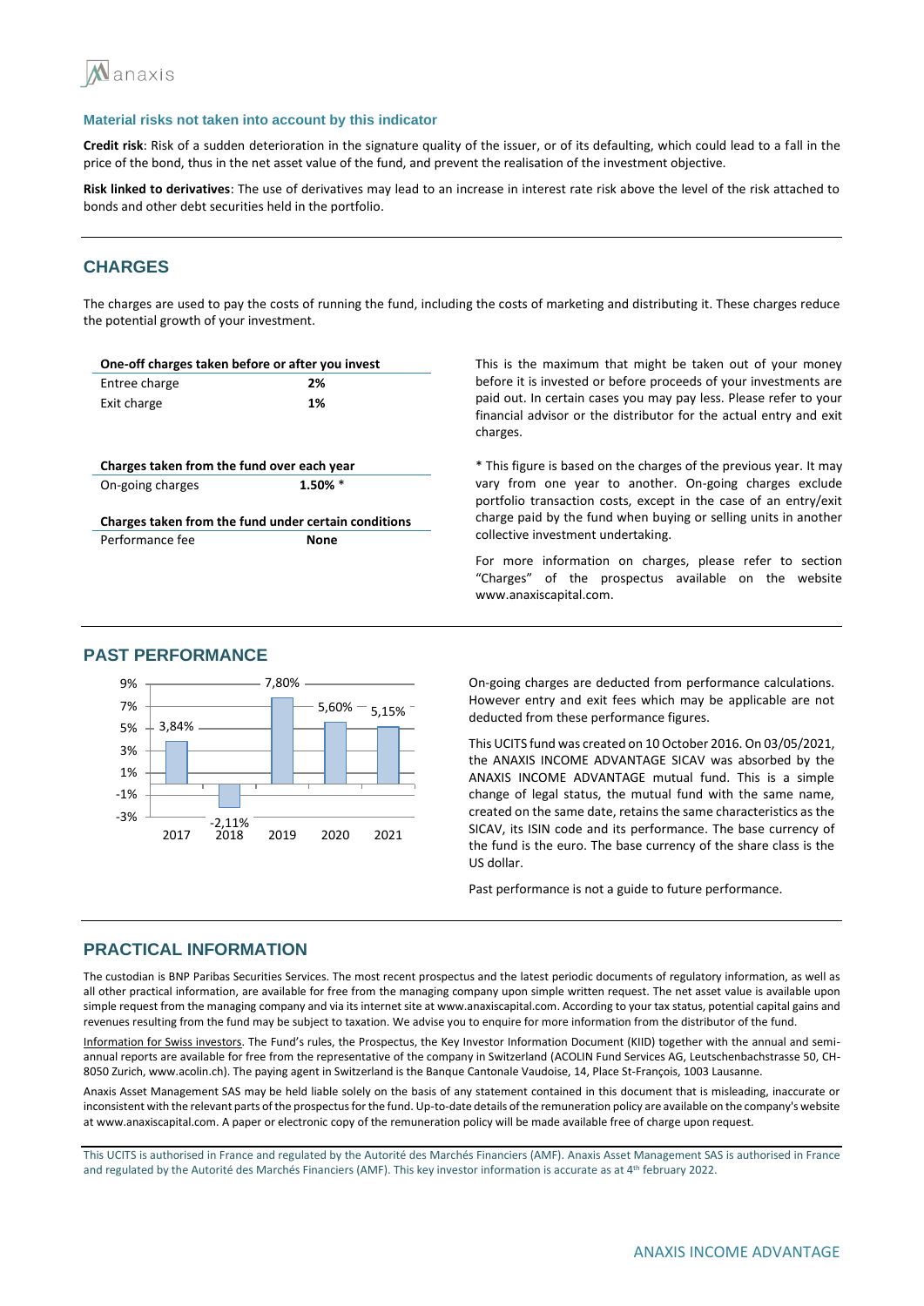## Material risks not taken into account by this indicator

**Credit risk**: Risk of a sudden deterioration in the signature quality of the issuer, or of its defaulting, which could lead to a fall in the price of the bond, thus in the net asset value of the fund, and prevent the realisation of the investment objective.

**Risk linked to derivatives**: The use of derivatives may lead to an increase in interest rate risk above the level of the risk attached to bonds and other debt securities held in the portfolio.

## CHARGES

The charges are used to pay the costs of running the fund, including the costs of marketing and distributing it. These charges reduce the potential growth of your investment.

| One-off charges taken before or after you invest | |
|---|---|
| Entree charge | **2%** |
| Exit charge | **1%** |

This is the maximum that might be taken out of your money before it is invested or before proceeds of your investments are paid out. In certain cases you may pay less. Please refer to your financial advisor or the distributor for the actual entry and exit charges.

| Charges taken from the fund over each year | |
|---|---|
| On-going charges | **1.50% \*** |

| Charges taken from the fund under certain conditions | |
|---|---|
| Performance fee | **None** |

\* This figure is based on the charges of the previous year. It may vary from one year to another. On-going charges exclude portfolio transaction costs, except in the case of an entry/exit charge paid by the fund when buying or selling units in another collective investment undertaking.

For more information on charges, please refer to section "Charges" of the prospectus available on the website www.anaxiscapital.com.

## PAST PERFORMANCE

| Year | Performance |
|---|---|
| 2017 | 3,84% |
| 2018 | -2,11% |
| 2019 | 7,80% |
| 2020 | 5,60% |
| 2021 | 5,15% |

On-going charges are deducted from performance calculations. However entry and exit fees which may be applicable are not deducted from these performance figures.

This UCITS fund was created on 10 October 2016. On 03/05/2021, the ANAXIS INCOME ADVANTAGE SICAV was absorbed by the ANAXIS INCOME ADVANTAGE mutual fund. This is a simple change of legal status, the mutual fund with the same name, created on the same date, retains the same characteristics as the SICAV, its ISIN code and its performance. The base currency of the fund is the euro. The base currency of the share class is the US dollar.

Past performance is not a guide to future performance.

## PRACTICAL INFORMATION

The custodian is BNP Paribas Securities Services. The most recent prospectus and the latest periodic documents of regulatory information, as well as all other practical information, are available for free from the managing company upon simple written request. The net asset value is available upon simple request from the managing company and via its internet site at www.anaxiscapital.com. According to your tax status, potential capital gains and revenues resulting from the fund may be subject to taxation. We advise you to enquire for more information from the distributor of the fund.

Information for Swiss investors. The Fund's rules, the Prospectus, the Key Investor Information Document (KIID) together with the annual and semi-annual reports are available for free from the representative of the company in Switzerland (ACOLIN Fund Services AG, Leutschenbachstrasse 50, CH-8050 Zurich, www.acolin.ch). The paying agent in Switzerland is the Banque Cantonale Vaudoise, 14, Place St-François, 1003 Lausanne.

Anaxis Asset Management SAS may be held liable solely on the basis of any statement contained in this document that is misleading, inaccurate or inconsistent with the relevant parts of the prospectus for the fund. Up-to-date details of the remuneration policy are available on the company's website at www.anaxiscapital.com. A paper or electronic copy of the remuneration policy will be made available free of charge upon request.

This UCITS is authorised in France and regulated by the Autorité des Marchés Financiers (AMF). Anaxis Asset Management SAS is authorised in France and regulated by the Autorité des Marchés Financiers (AMF). This key investor information is accurate as at 4th february 2022.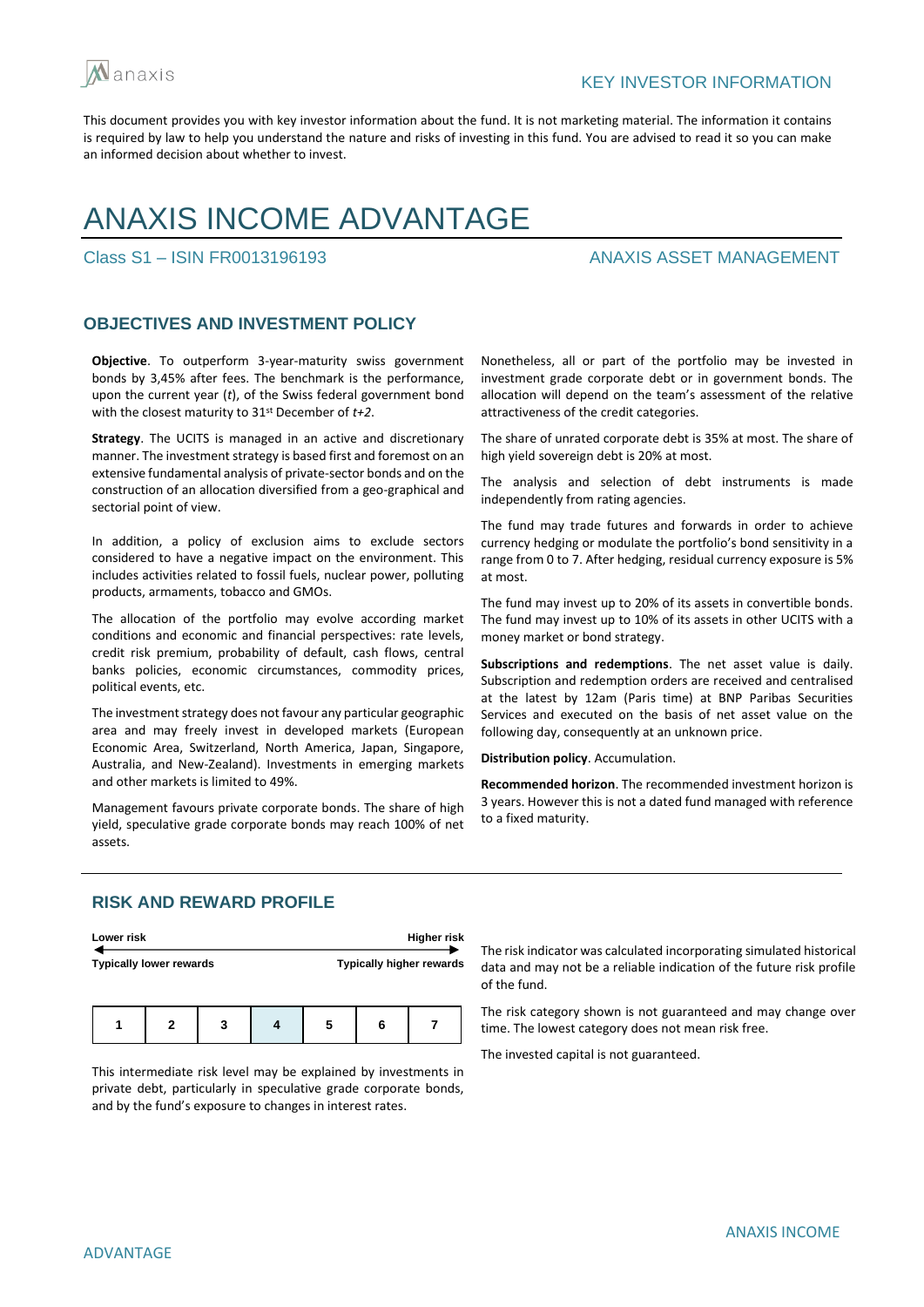KEY INVESTOR INFORMATION

This document provides you with key investor information about the fund. It is not marketing material. The information it contains is required by law to help you understand the nature and risks of investing in this fund. You are advised to read it so you can make an informed decision about whether to invest.

# ANAXIS INCOME ADVANTAGE

Class S1 – ISIN FR0013196193

ANAXIS ASSET MANAGEMENT

## OBJECTIVES AND INVESTMENT POLICY

**Objective**. To outperform 3-year-maturity swiss government bonds by 3,45% after fees. The benchmark is the performance, upon the current year (*t*), of the Swiss federal government bond with the closest maturity to 31st December of *t+2*.

**Strategy**. The UCITS is managed in an active and discretionary manner. The investment strategy is based first and foremost on an extensive fundamental analysis of private-sector bonds and on the construction of an allocation diversified from a geo-graphical and sectorial point of view.

In addition, a policy of exclusion aims to exclude sectors considered to have a negative impact on the environment. This includes activities related to fossil fuels, nuclear power, polluting products, armaments, tobacco and GMOs.

The allocation of the portfolio may evolve according market conditions and economic and financial perspectives: rate levels, credit risk premium, probability of default, cash flows, central banks policies, economic circumstances, commodity prices, political events, etc.

The investment strategy does not favour any particular geographic area and may freely invest in developed markets (European Economic Area, Switzerland, North America, Japan, Singapore, Australia, and New-Zealand). Investments in emerging markets and other markets is limited to 49%.

Management favours private corporate bonds. The share of high yield, speculative grade corporate bonds may reach 100% of net assets.

Nonetheless, all or part of the portfolio may be invested in investment grade corporate debt or in government bonds. The allocation will depend on the team's assessment of the relative attractiveness of the credit categories.

The share of unrated corporate debt is 35% at most. The share of high yield sovereign debt is 20% at most.

The analysis and selection of debt instruments is made independently from rating agencies.

The fund may trade futures and forwards in order to achieve currency hedging or modulate the portfolio's bond sensitivity in a range from 0 to 7. After hedging, residual currency exposure is 5% at most.

The fund may invest up to 20% of its assets in convertible bonds. The fund may invest up to 10% of its assets in other UCITS with a money market or bond strategy.

**Subscriptions and redemptions**. The net asset value is daily. Subscription and redemption orders are received and centralised at the latest by 12am (Paris time) at BNP Paribas Securities Services and executed on the basis of net asset value on the following day, consequently at an unknown price.

**Distribution policy**. Accumulation.

**Recommended horizon**. The recommended investment horizon is 3 years. However this is not a dated fund managed with reference to a fixed maturity.

## RISK AND REWARD PROFILE

| Lower risk | | | | | | Higher risk |
|---|---|---|---|---|---|---|
| Typically lower rewards | | | | | | Typically higher rewards |
| 1 | 2 | 3 | **4** | 5 | 6 | 7 |

This intermediate risk level may be explained by investments in private debt, particularly in speculative grade corporate bonds, and by the fund's exposure to changes in interest rates.

The risk indicator was calculated incorporating simulated historical data and may not be a reliable indication of the future risk profile of the fund.

The risk category shown is not guaranteed and may change over time. The lowest category does not mean risk free.

The invested capital is not guaranteed.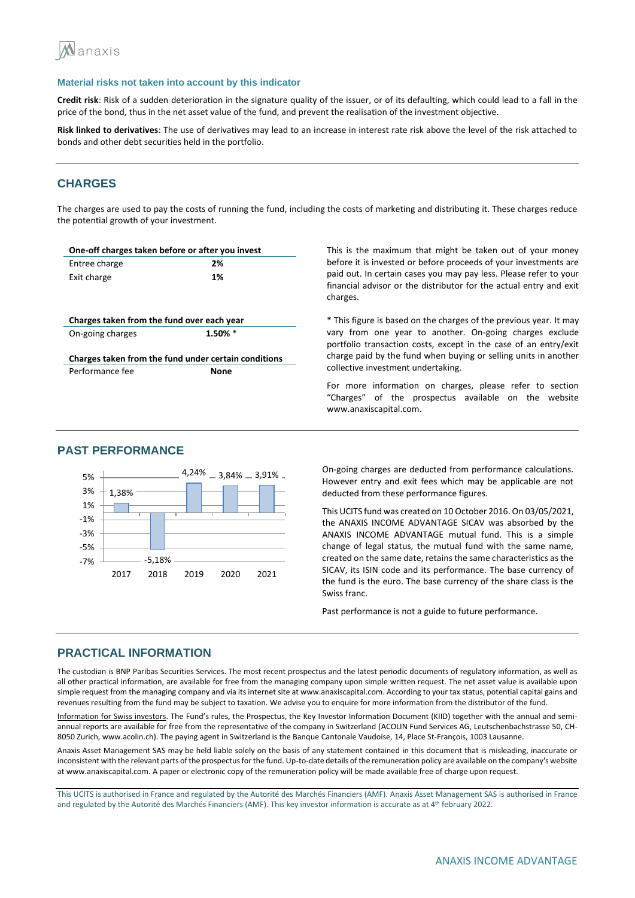### Material risks not taken into account by this indicator

**Credit risk**: Risk of a sudden deterioration in the signature quality of the issuer, or of its defaulting, which could lead to a fall in the price of the bond, thus in the net asset value of the fund, and prevent the realisation of the investment objective.

**Risk linked to derivatives**: The use of derivatives may lead to an increase in interest rate risk above the level of the risk attached to bonds and other debt securities held in the portfolio.

## CHARGES

The charges are used to pay the costs of running the fund, including the costs of marketing and distributing it. These charges reduce the potential growth of your investment.

| One-off charges taken before or after you invest | |
|---|---|
| Entree charge | **2%** |
| Exit charge | **1%** |
| **Charges taken from the fund over each year** | |
| On-going charges | **1.50% *** |
| **Charges taken from the fund under certain conditions** | |
| Performance fee | **None** |

This is the maximum that might be taken out of your money before it is invested or before proceeds of your investments are paid out. In certain cases you may pay less. Please refer to your financial advisor or the distributor for the actual entry and exit charges.

* This figure is based on the charges of the previous year. It may vary from one year to another. On-going charges exclude portfolio transaction costs, except in the case of an entry/exit charge paid by the fund when buying or selling units in another collective investment undertaking.

For more information on charges, please refer to section "Charges" of the prospectus available on the website www.anaxiscapital.com.

## PAST PERFORMANCE

| 2017 | 2018 | 2019 | 2020 | 2021 |
|---|---|---|---|---|
| 1,38% | -5,18% | 4,24% | 3,84% | 3,91% |

On-going charges are deducted from performance calculations. However entry and exit fees which may be applicable are not deducted from these performance figures.

This UCITS fund was created on 10 October 2016. On 03/05/2021, the ANAXIS INCOME ADVANTAGE SICAV was absorbed by the ANAXIS INCOME ADVANTAGE mutual fund. This is a simple change of legal status, the mutual fund with the same name, created on the same date, retains the same characteristics as the SICAV, its ISIN code and its performance. The base currency of the fund is the euro. The base currency of the share class is the Swiss franc.

Past performance is not a guide to future performance.

## PRACTICAL INFORMATION

The custodian is BNP Paribas Securities Services. The most recent prospectus and the latest periodic documents of regulatory information, as well as all other practical information, are available for free from the managing company upon simple written request. The net asset value is available upon simple request from the managing company and via its internet site at www.anaxiscapital.com. According to your tax status, potential capital gains and revenues resulting from the fund may be subject to taxation. We advise you to enquire for more information from the distributor of the fund.

Information for Swiss investors. The Fund's rules, the Prospectus, the Key Investor Information Document (KIID) together with the annual and semi-annual reports are available for free from the representative of the company in Switzerland (ACOLIN Fund Services AG, Leutschenbachstrasse 50, CH-8050 Zurich, www.acolin.ch). The paying agent in Switzerland is the Banque Cantonale Vaudoise, 14, Place St-François, 1003 Lausanne.

Anaxis Asset Management SAS may be held liable solely on the basis of any statement contained in this document that is misleading, inaccurate or inconsistent with the relevant parts of the prospectus for the fund. Up-to-date details of the remuneration policy are available on the company's website at www.anaxiscapital.com. A paper or electronic copy of the remuneration policy will be made available free of charge upon request.

This UCITS is authorised in France and regulated by the Autorité des Marchés Financiers (AMF). Anaxis Asset Management SAS is authorised in France and regulated by the Autorité des Marchés Financiers (AMF). This key investor information is accurate as at 4th february 2022.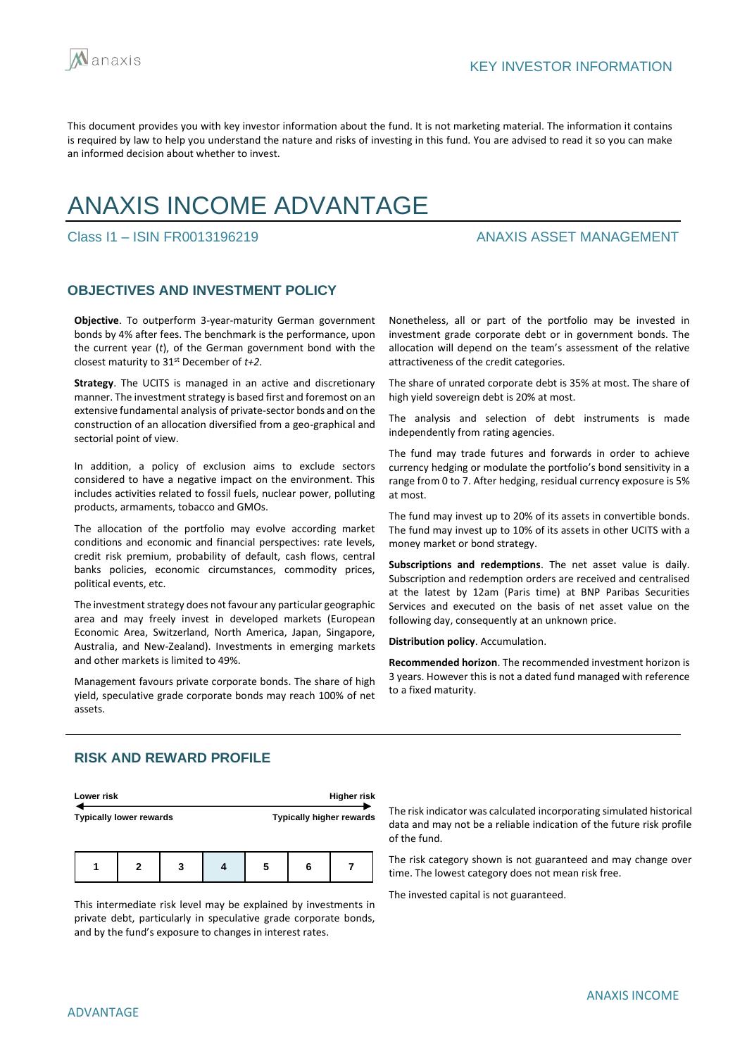KEY INVESTOR INFORMATION

This document provides you with key investor information about the fund. It is not marketing material. The information it contains is required by law to help you understand the nature and risks of investing in this fund. You are advised to read it so you can make an informed decision about whether to invest.

# ANAXIS INCOME ADVANTAGE

Class I1 – ISIN FR0013196219

ANAXIS ASSET MANAGEMENT

## OBJECTIVES AND INVESTMENT POLICY

**Objective**. To outperform 3-year-maturity German government bonds by 4% after fees. The benchmark is the performance, upon the current year (*t*), of the German government bond with the closest maturity to 31st December of *t+2*.

**Strategy**. The UCITS is managed in an active and discretionary manner. The investment strategy is based first and foremost on an extensive fundamental analysis of private-sector bonds and on the construction of an allocation diversified from a geo-graphical and sectorial point of view.

In addition, a policy of exclusion aims to exclude sectors considered to have a negative impact on the environment. This includes activities related to fossil fuels, nuclear power, polluting products, armaments, tobacco and GMOs.

The allocation of the portfolio may evolve according market conditions and economic and financial perspectives: rate levels, credit risk premium, probability of default, cash flows, central banks policies, economic circumstances, commodity prices, political events, etc.

The investment strategy does not favour any particular geographic area and may freely invest in developed markets (European Economic Area, Switzerland, North America, Japan, Singapore, Australia, and New-Zealand). Investments in emerging markets and other markets is limited to 49%.

Management favours private corporate bonds. The share of high yield, speculative grade corporate bonds may reach 100% of net assets.

Nonetheless, all or part of the portfolio may be invested in investment grade corporate debt or in government bonds. The allocation will depend on the team's assessment of the relative attractiveness of the credit categories.

The share of unrated corporate debt is 35% at most. The share of high yield sovereign debt is 20% at most.

The analysis and selection of debt instruments is made independently from rating agencies.

The fund may trade futures and forwards in order to achieve currency hedging or modulate the portfolio's bond sensitivity in a range from 0 to 7. After hedging, residual currency exposure is 5% at most.

The fund may invest up to 20% of its assets in convertible bonds. The fund may invest up to 10% of its assets in other UCITS with a money market or bond strategy.

**Subscriptions and redemptions**. The net asset value is daily. Subscription and redemption orders are received and centralised at the latest by 12am (Paris time) at BNP Paribas Securities Services and executed on the basis of net asset value on the following day, consequently at an unknown price.

**Distribution policy**. Accumulation.

**Recommended horizon**. The recommended investment horizon is 3 years. However this is not a dated fund managed with reference to a fixed maturity.

## RISK AND REWARD PROFILE

**Lower risk** ← → **Higher risk**

**Typically lower rewards** — **Typically higher rewards**

| 1 | 2 | 3 | **4** | 5 | 6 | 7 |
|---|---|---|---|---|---|---|

This intermediate risk level may be explained by investments in private debt, particularly in speculative grade corporate bonds, and by the fund's exposure to changes in interest rates.

The risk indicator was calculated incorporating simulated historical data and may not be a reliable indication of the future risk profile of the fund.

The risk category shown is not guaranteed and may change over time. The lowest category does not mean risk free.

The invested capital is not guaranteed.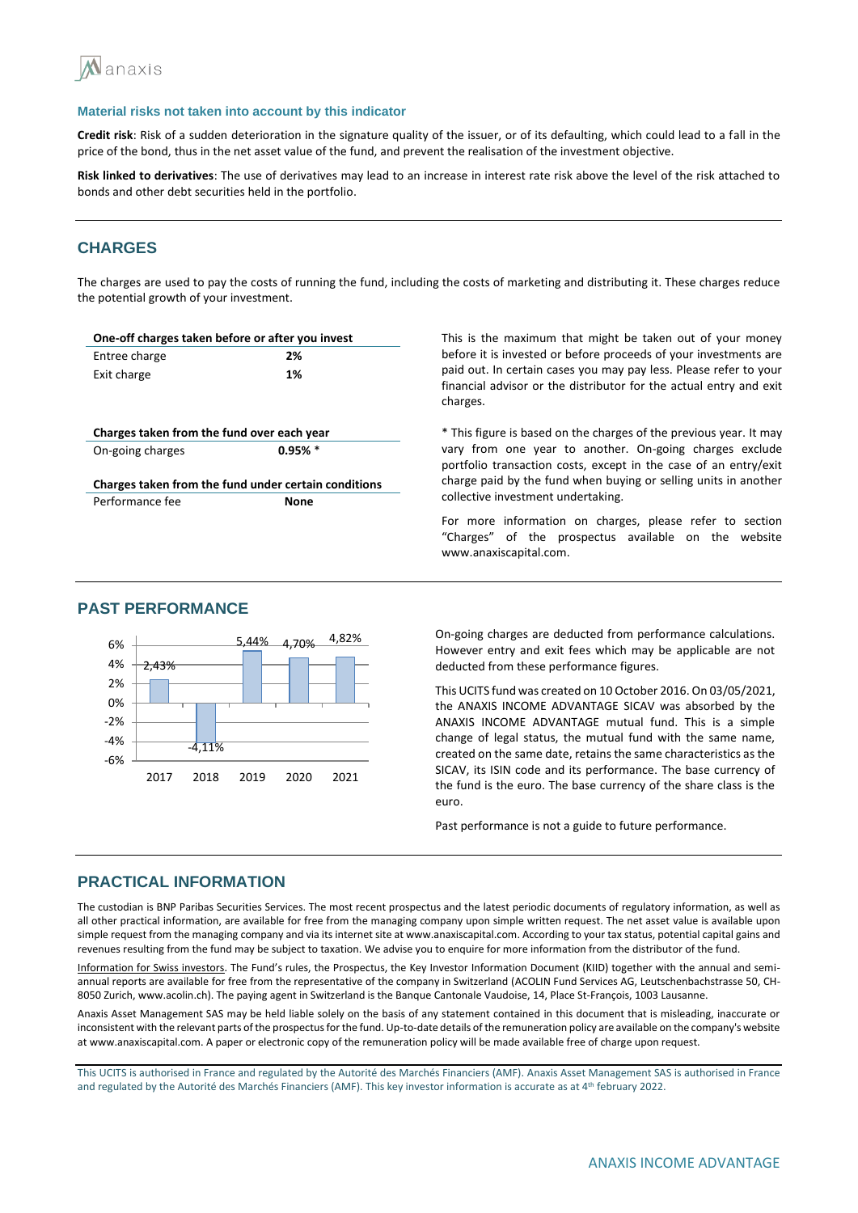### Material risks not taken into account by this indicator

**Credit risk**: Risk of a sudden deterioration in the signature quality of the issuer, or of its defaulting, which could lead to a fall in the price of the bond, thus in the net asset value of the fund, and prevent the realisation of the investment objective.

**Risk linked to derivatives**: The use of derivatives may lead to an increase in interest rate risk above the level of the risk attached to bonds and other debt securities held in the portfolio.

## CHARGES

The charges are used to pay the costs of running the fund, including the costs of marketing and distributing it. These charges reduce the potential growth of your investment.

| One-off charges taken before or after you invest | |
|---|---|
| Entree charge | **2%** |
| Exit charge | **1%** |
| **Charges taken from the fund over each year** | |
| On-going charges | **0.95%** * |
| **Charges taken from the fund under certain conditions** | |
| Performance fee | **None** |

This is the maximum that might be taken out of your money before it is invested or before proceeds of your investments are paid out. In certain cases you may pay less. Please refer to your financial advisor or the distributor for the actual entry and exit charges.

* This figure is based on the charges of the previous year. It may vary from one year to another. On-going charges exclude portfolio transaction costs, except in the case of an entry/exit charge paid by the fund when buying or selling units in another collective investment undertaking.

For more information on charges, please refer to section "Charges" of the prospectus available on the website www.anaxiscapital.com.

## PAST PERFORMANCE

| Year | 2017 | 2018 | 2019 | 2020 | 2021 |
|---|---|---|---|---|---|
| Performance | 2,43% | -4,11% | 5,44% | 4,70% | 4,82% |

On-going charges are deducted from performance calculations. However entry and exit fees which may be applicable are not deducted from these performance figures.

This UCITS fund was created on 10 October 2016. On 03/05/2021, the ANAXIS INCOME ADVANTAGE SICAV was absorbed by the ANAXIS INCOME ADVANTAGE mutual fund. This is a simple change of legal status, the mutual fund with the same name, created on the same date, retains the same characteristics as the SICAV, its ISIN code and its performance. The base currency of the fund is the euro. The base currency of the share class is the euro.

Past performance is not a guide to future performance.

## PRACTICAL INFORMATION

The custodian is BNP Paribas Securities Services. The most recent prospectus and the latest periodic documents of regulatory information, as well as all other practical information, are available for free from the managing company upon simple written request. The net asset value is available upon simple request from the managing company and via its internet site at www.anaxiscapital.com. According to your tax status, potential capital gains and revenues resulting from the fund may be subject to taxation. We advise you to enquire for more information from the distributor of the fund.

Information for Swiss investors. The Fund's rules, the Prospectus, the Key Investor Information Document (KIID) together with the annual and semi-annual reports are available for free from the representative of the company in Switzerland (ACOLIN Fund Services AG, Leutschenbachstrasse 50, CH-8050 Zurich, www.acolin.ch). The paying agent in Switzerland is the Banque Cantonale Vaudoise, 14, Place St-François, 1003 Lausanne.

Anaxis Asset Management SAS may be held liable solely on the basis of any statement contained in this document that is misleading, inaccurate or inconsistent with the relevant parts of the prospectus for the fund. Up-to-date details of the remuneration policy are available on the company's website at www.anaxiscapital.com. A paper or electronic copy of the remuneration policy will be made available free of charge upon request.

This UCITS is authorised in France and regulated by the Autorité des Marchés Financiers (AMF). Anaxis Asset Management SAS is authorised in France and regulated by the Autorité des Marchés Financiers (AMF). This key investor information is accurate as at 4th february 2022.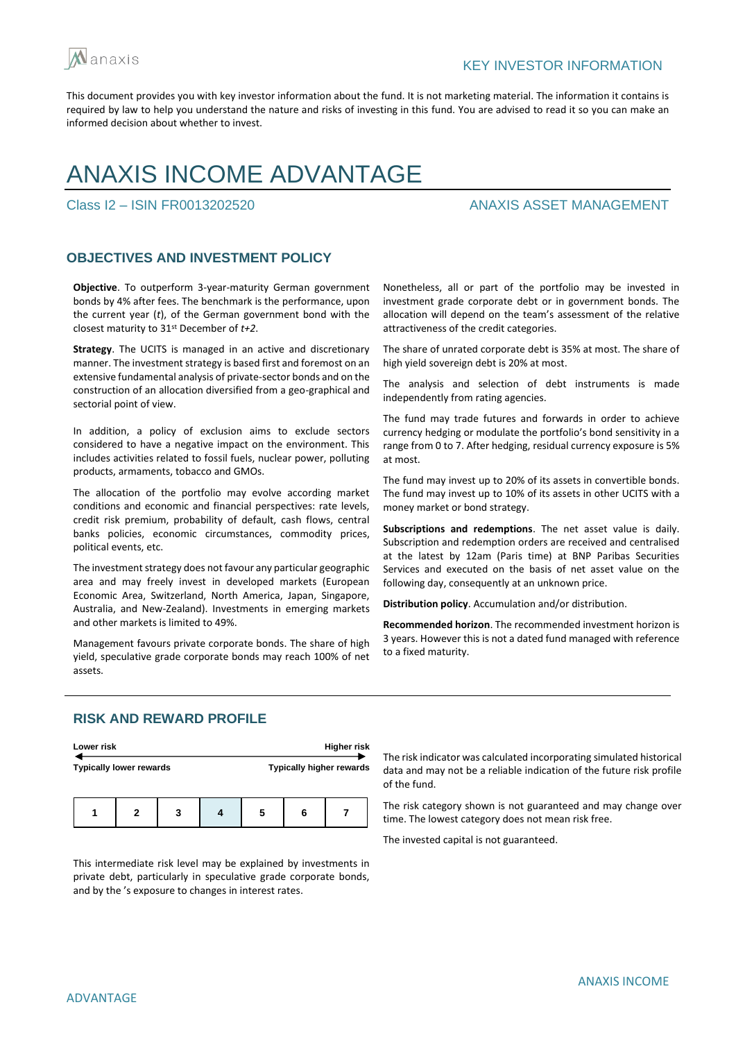KEY INVESTOR INFORMATION

This document provides you with key investor information about the fund. It is not marketing material. The information it contains is required by law to help you understand the nature and risks of investing in this fund. You are advised to read it so you can make an informed decision about whether to invest.

# ANAXIS INCOME ADVANTAGE

Class I2 – ISIN FR0013202520

ANAXIS ASSET MANAGEMENT

## OBJECTIVES AND INVESTMENT POLICY

**Objective**. To outperform 3-year-maturity German government bonds by 4% after fees. The benchmark is the performance, upon the current year (*t*), of the German government bond with the closest maturity to 31st December of *t+2*.

**Strategy**. The UCITS is managed in an active and discretionary manner. The investment strategy is based first and foremost on an extensive fundamental analysis of private-sector bonds and on the construction of an allocation diversified from a geo-graphical and sectorial point of view.

In addition, a policy of exclusion aims to exclude sectors considered to have a negative impact on the environment. This includes activities related to fossil fuels, nuclear power, polluting products, armaments, tobacco and GMOs.

The allocation of the portfolio may evolve according market conditions and economic and financial perspectives: rate levels, credit risk premium, probability of default, cash flows, central banks policies, economic circumstances, commodity prices, political events, etc.

The investment strategy does not favour any particular geographic area and may freely invest in developed markets (European Economic Area, Switzerland, North America, Japan, Singapore, Australia, and New-Zealand). Investments in emerging markets and other markets is limited to 49%.

Management favours private corporate bonds. The share of high yield, speculative grade corporate bonds may reach 100% of net assets.

Nonetheless, all or part of the portfolio may be invested in investment grade corporate debt or in government bonds. The allocation will depend on the team's assessment of the relative attractiveness of the credit categories.

The share of unrated corporate debt is 35% at most. The share of high yield sovereign debt is 20% at most.

The analysis and selection of debt instruments is made independently from rating agencies.

The fund may trade futures and forwards in order to achieve currency hedging or modulate the portfolio's bond sensitivity in a range from 0 to 7. After hedging, residual currency exposure is 5% at most.

The fund may invest up to 20% of its assets in convertible bonds. The fund may invest up to 10% of its assets in other UCITS with a money market or bond strategy.

**Subscriptions and redemptions**. The net asset value is daily. Subscription and redemption orders are received and centralised at the latest by 12am (Paris time) at BNP Paribas Securities Services and executed on the basis of net asset value on the following day, consequently at an unknown price.

**Distribution policy**. Accumulation and/or distribution.

**Recommended horizon**. The recommended investment horizon is 3 years. However this is not a dated fund managed with reference to a fixed maturity.

## RISK AND REWARD PROFILE

Lower risk ← → Higher risk

Typically lower rewards — Typically higher rewards

| 1 | 2 | 3 | **4** | 5 | 6 | 7 |
|---|---|---|---|---|---|---|

This intermediate risk level may be explained by investments in private debt, particularly in speculative grade corporate bonds, and by the 's exposure to changes in interest rates.

The risk indicator was calculated incorporating simulated historical data and may not be a reliable indication of the future risk profile of the fund.

The risk category shown is not guaranteed and may change over time. The lowest category does not mean risk free.

The invested capital is not guaranteed.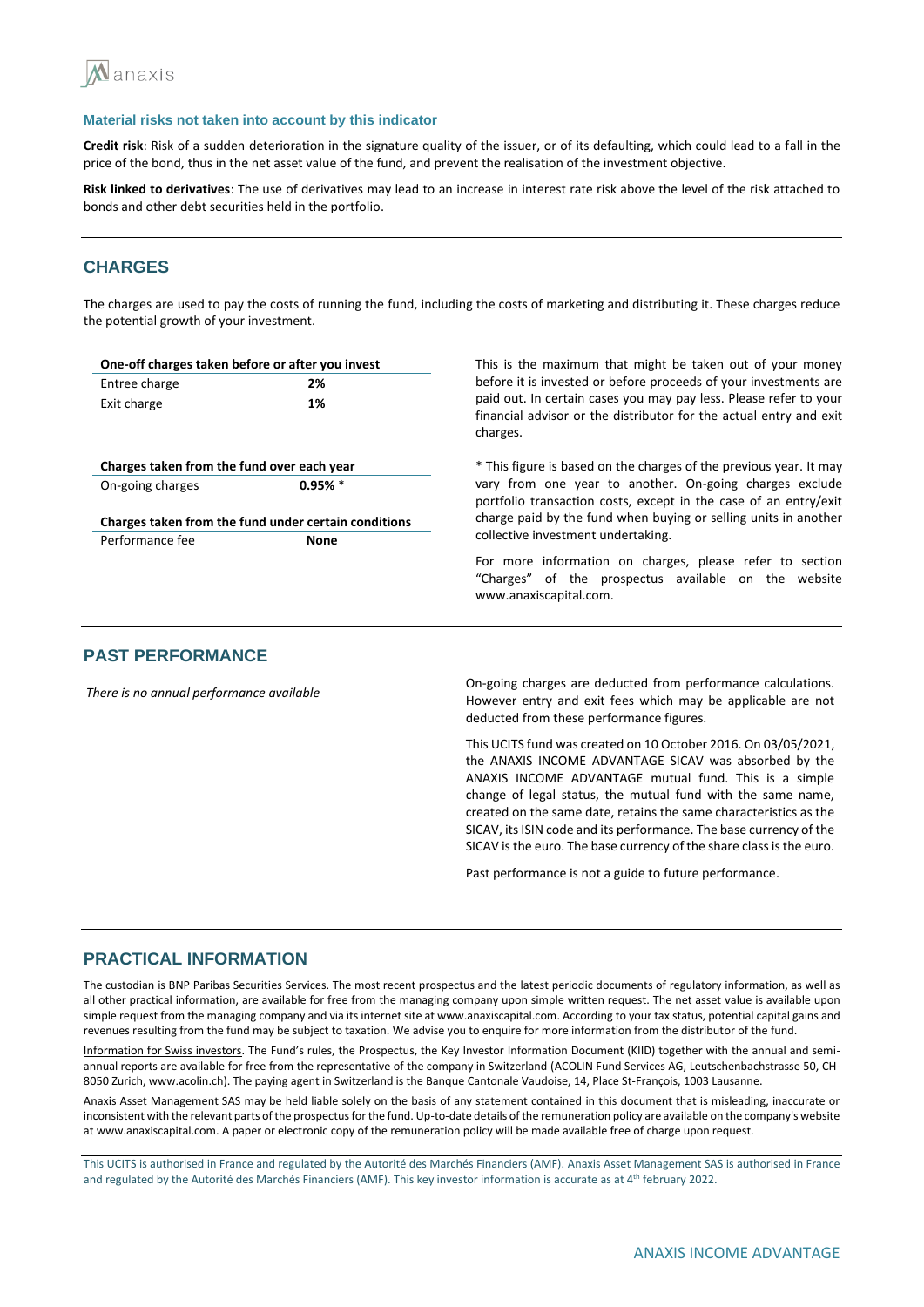### Material risks not taken into account by this indicator

**Credit risk**: Risk of a sudden deterioration in the signature quality of the issuer, or of its defaulting, which could lead to a fall in the price of the bond, thus in the net asset value of the fund, and prevent the realisation of the investment objective.

**Risk linked to derivatives**: The use of derivatives may lead to an increase in interest rate risk above the level of the risk attached to bonds and other debt securities held in the portfolio.

## CHARGES

The charges are used to pay the costs of running the fund, including the costs of marketing and distributing it. These charges reduce the potential growth of your investment.

| One-off charges taken before or after you invest | |
|---|---|
| Entree charge | **2%** |
| Exit charge | **1%** |

This is the maximum that might be taken out of your money before it is invested or before proceeds of your investments are paid out. In certain cases you may pay less. Please refer to your financial advisor or the distributor for the actual entry and exit charges.

| Charges taken from the fund over each year | |
|---|---|
| On-going charges | **0.95% \*** |

| Charges taken from the fund under certain conditions | |
|---|---|
| Performance fee | **None** |

\* This figure is based on the charges of the previous year. It may vary from one year to another. On-going charges exclude portfolio transaction costs, except in the case of an entry/exit charge paid by the fund when buying or selling units in another collective investment undertaking.

For more information on charges, please refer to section "Charges" of the prospectus available on the website www.anaxiscapital.com.

## PAST PERFORMANCE

*There is no annual performance available*

On-going charges are deducted from performance calculations. However entry and exit fees which may be applicable are not deducted from these performance figures.

This UCITS fund was created on 10 October 2016. On 03/05/2021, the ANAXIS INCOME ADVANTAGE SICAV was absorbed by the ANAXIS INCOME ADVANTAGE mutual fund. This is a simple change of legal status, the mutual fund with the same name, created on the same date, retains the same characteristics as the SICAV, its ISIN code and its performance. The base currency of the SICAV is the euro. The base currency of the share class is the euro.

Past performance is not a guide to future performance.

## PRACTICAL INFORMATION

The custodian is BNP Paribas Securities Services. The most recent prospectus and the latest periodic documents of regulatory information, as well as all other practical information, are available for free from the managing company upon simple written request. The net asset value is available upon simple request from the managing company and via its internet site at www.anaxiscapital.com. According to your tax status, potential capital gains and revenues resulting from the fund may be subject to taxation. We advise you to enquire for more information from the distributor of the fund.

Information for Swiss investors. The Fund's rules, the Prospectus, the Key Investor Information Document (KIID) together with the annual and semi-annual reports are available for free from the representative of the company in Switzerland (ACOLIN Fund Services AG, Leutschenbachstrasse 50, CH-8050 Zurich, www.acolin.ch). The paying agent in Switzerland is the Banque Cantonale Vaudoise, 14, Place St-François, 1003 Lausanne.

Anaxis Asset Management SAS may be held liable solely on the basis of any statement contained in this document that is misleading, inaccurate or inconsistent with the relevant parts of the prospectus for the fund. Up-to-date details of the remuneration policy are available on the company's website at www.anaxiscapital.com. A paper or electronic copy of the remuneration policy will be made available free of charge upon request.

This UCITS is authorised in France and regulated by the Autorité des Marchés Financiers (AMF). Anaxis Asset Management SAS is authorised in France and regulated by the Autorité des Marchés Financiers (AMF). This key investor information is accurate as at 4th february 2022.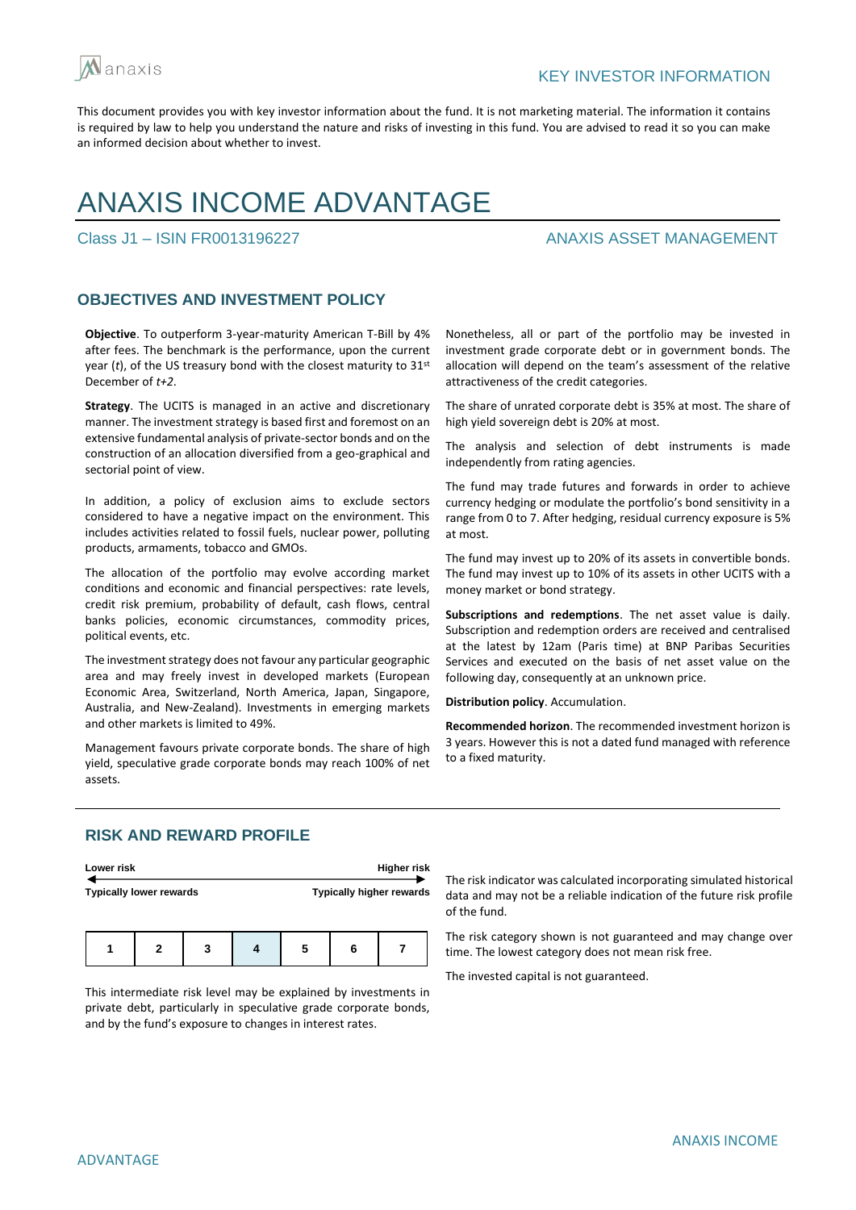KEY INVESTOR INFORMATION

This document provides you with key investor information about the fund. It is not marketing material. The information it contains is required by law to help you understand the nature and risks of investing in this fund. You are advised to read it so you can make an informed decision about whether to invest.

# ANAXIS INCOME ADVANTAGE

Class J1 – ISIN FR0013196227

ANAXIS ASSET MANAGEMENT

## OBJECTIVES AND INVESTMENT POLICY

**Objective**. To outperform 3-year-maturity American T-Bill by 4% after fees. The benchmark is the performance, upon the current year (*t*), of the US treasury bond with the closest maturity to 31st December of *t+2*.

**Strategy**. The UCITS is managed in an active and discretionary manner. The investment strategy is based first and foremost on an extensive fundamental analysis of private-sector bonds and on the construction of an allocation diversified from a geo-graphical and sectorial point of view.

In addition, a policy of exclusion aims to exclude sectors considered to have a negative impact on the environment. This includes activities related to fossil fuels, nuclear power, polluting products, armaments, tobacco and GMOs.

The allocation of the portfolio may evolve according market conditions and economic and financial perspectives: rate levels, credit risk premium, probability of default, cash flows, central banks policies, economic circumstances, commodity prices, political events, etc.

The investment strategy does not favour any particular geographic area and may freely invest in developed markets (European Economic Area, Switzerland, North America, Japan, Singapore, Australia, and New-Zealand). Investments in emerging markets and other markets is limited to 49%.

Management favours private corporate bonds. The share of high yield, speculative grade corporate bonds may reach 100% of net assets.

Nonetheless, all or part of the portfolio may be invested in investment grade corporate debt or in government bonds. The allocation will depend on the team's assessment of the relative attractiveness of the credit categories.

The share of unrated corporate debt is 35% at most. The share of high yield sovereign debt is 20% at most.

The analysis and selection of debt instruments is made independently from rating agencies.

The fund may trade futures and forwards in order to achieve currency hedging or modulate the portfolio's bond sensitivity in a range from 0 to 7. After hedging, residual currency exposure is 5% at most.

The fund may invest up to 20% of its assets in convertible bonds. The fund may invest up to 10% of its assets in other UCITS with a money market or bond strategy.

**Subscriptions and redemptions**. The net asset value is daily. Subscription and redemption orders are received and centralised at the latest by 12am (Paris time) at BNP Paribas Securities Services and executed on the basis of net asset value on the following day, consequently at an unknown price.

**Distribution policy**. Accumulation.

**Recommended horizon**. The recommended investment horizon is 3 years. However this is not a dated fund managed with reference to a fixed maturity.

## RISK AND REWARD PROFILE

Lower risk ← → Higher risk

Typically lower rewards — Typically higher rewards

| 1 | 2 | 3 | **4** | 5 | 6 | 7 |
|---|---|---|---|---|---|---|

This intermediate risk level may be explained by investments in private debt, particularly in speculative grade corporate bonds, and by the fund's exposure to changes in interest rates.

The risk indicator was calculated incorporating simulated historical data and may not be a reliable indication of the future risk profile of the fund.

The risk category shown is not guaranteed and may change over time. The lowest category does not mean risk free.

The invested capital is not guaranteed.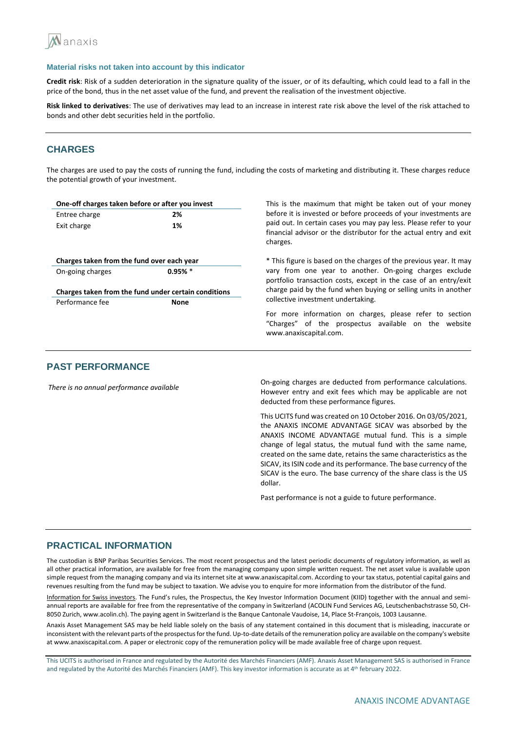### Material risks not taken into account by this indicator

**Credit risk**: Risk of a sudden deterioration in the signature quality of the issuer, or of its defaulting, which could lead to a fall in the price of the bond, thus in the net asset value of the fund, and prevent the realisation of the investment objective.

**Risk linked to derivatives**: The use of derivatives may lead to an increase in interest rate risk above the level of the risk attached to bonds and other debt securities held in the portfolio.

## CHARGES

The charges are used to pay the costs of running the fund, including the costs of marketing and distributing it. These charges reduce the potential growth of your investment.

| **One-off charges taken before or after you invest** | |
|---|---|
| Entree charge | **2%** |
| Exit charge | **1%** |

This is the maximum that might be taken out of your money before it is invested or before proceeds of your investments are paid out. In certain cases you may pay less. Please refer to your financial advisor or the distributor for the actual entry and exit charges.

| **Charges taken from the fund over each year** | |
|---|---|
| On-going charges | **0.95%** * |

| **Charges taken from the fund under certain conditions** | |
|---|---|
| Performance fee | **None** |

* This figure is based on the charges of the previous year. It may vary from one year to another. On-going charges exclude portfolio transaction costs, except in the case of an entry/exit charge paid by the fund when buying or selling units in another collective investment undertaking.

For more information on charges, please refer to section "Charges" of the prospectus available on the website www.anaxiscapital.com.

## PAST PERFORMANCE

*There is no annual performance available*

On-going charges are deducted from performance calculations. However entry and exit fees which may be applicable are not deducted from these performance figures.

This UCITS fund was created on 10 October 2016. On 03/05/2021, the ANAXIS INCOME ADVANTAGE SICAV was absorbed by the ANAXIS INCOME ADVANTAGE mutual fund. This is a simple change of legal status, the mutual fund with the same name, created on the same date, retains the same characteristics as the SICAV, its ISIN code and its performance. The base currency of the SICAV is the euro. The base currency of the share class is the US dollar.

Past performance is not a guide to future performance.

## PRACTICAL INFORMATION

The custodian is BNP Paribas Securities Services. The most recent prospectus and the latest periodic documents of regulatory information, as well as all other practical information, are available for free from the managing company upon simple written request. The net asset value is available upon simple request from the managing company and via its internet site at www.anaxiscapital.com. According to your tax status, potential capital gains and revenues resulting from the fund may be subject to taxation. We advise you to enquire for more information from the distributor of the fund.

Information for Swiss investors. The Fund's rules, the Prospectus, the Key Investor Information Document (KIID) together with the annual and semi-annual reports are available for free from the representative of the company in Switzerland (ACOLIN Fund Services AG, Leutschenbachstrasse 50, CH-8050 Zurich, www.acolin.ch). The paying agent in Switzerland is the Banque Cantonale Vaudoise, 14, Place St-François, 1003 Lausanne.

Anaxis Asset Management SAS may be held liable solely on the basis of any statement contained in this document that is misleading, inaccurate or inconsistent with the relevant parts of the prospectus for the fund. Up-to-date details of the remuneration policy are available on the company's website at www.anaxiscapital.com. A paper or electronic copy of the remuneration policy will be made available free of charge upon request.

This UCITS is authorised in France and regulated by the Autorité des Marchés Financiers (AMF). Anaxis Asset Management SAS is authorised in France and regulated by the Autorité des Marchés Financiers (AMF). This key investor information is accurate as at 4th february 2022.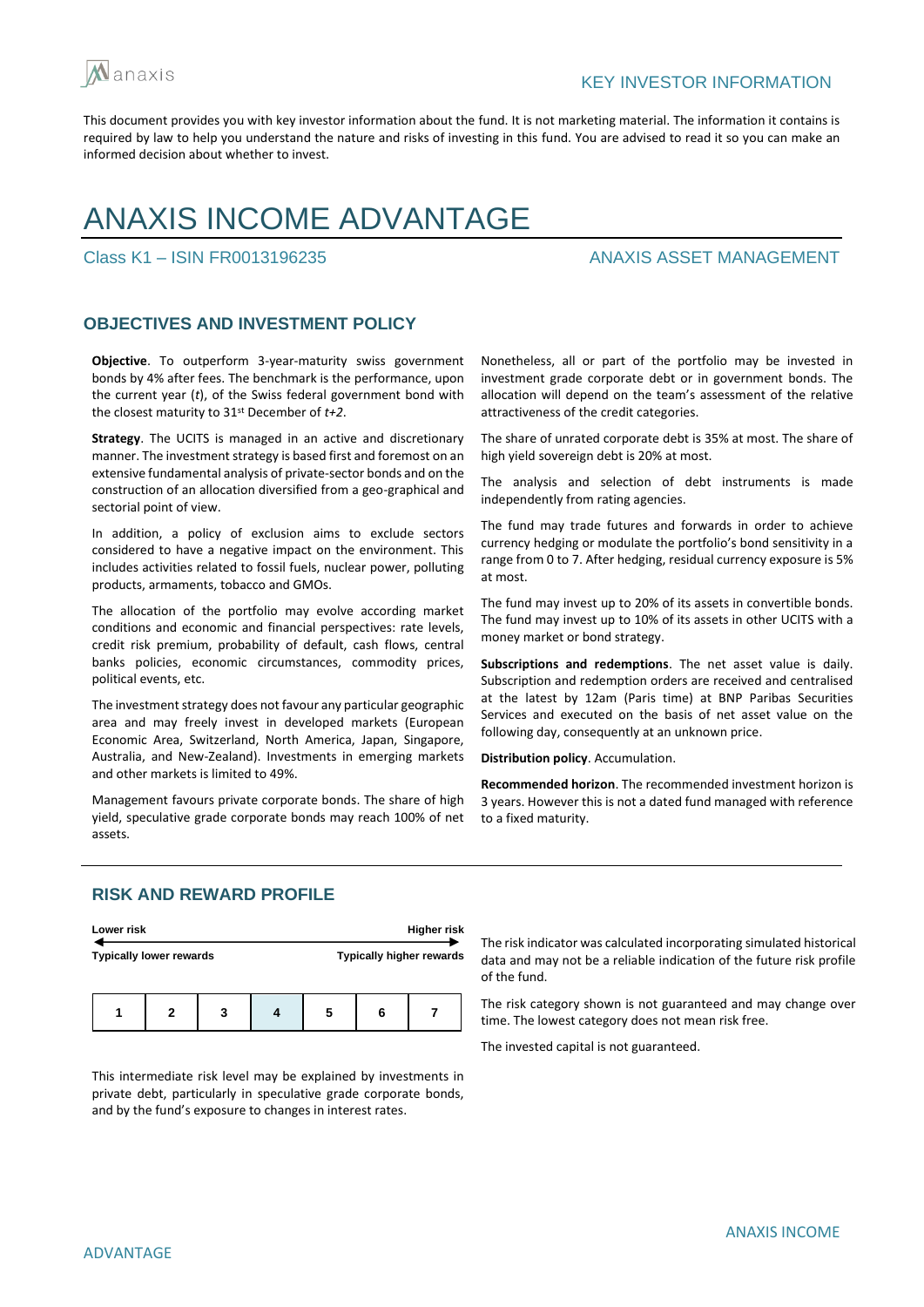anaxis

KEY INVESTOR INFORMATION

This document provides you with key investor information about the fund. It is not marketing material. The information it contains is required by law to help you understand the nature and risks of investing in this fund. You are advised to read it so you can make an informed decision about whether to invest.

# ANAXIS INCOME ADVANTAGE

Class K1 – ISIN FR0013196235

ANAXIS ASSET MANAGEMENT

## OBJECTIVES AND INVESTMENT POLICY

**Objective**. To outperform 3-year-maturity swiss government bonds by 4% after fees. The benchmark is the performance, upon the current year (*t*), of the Swiss federal government bond with the closest maturity to 31st December of *t+2*.

**Strategy**. The UCITS is managed in an active and discretionary manner. The investment strategy is based first and foremost on an extensive fundamental analysis of private-sector bonds and on the construction of an allocation diversified from a geo-graphical and sectorial point of view.

In addition, a policy of exclusion aims to exclude sectors considered to have a negative impact on the environment. This includes activities related to fossil fuels, nuclear power, polluting products, armaments, tobacco and GMOs.

The allocation of the portfolio may evolve according market conditions and economic and financial perspectives: rate levels, credit risk premium, probability of default, cash flows, central banks policies, economic circumstances, commodity prices, political events, etc.

The investment strategy does not favour any particular geographic area and may freely invest in developed markets (European Economic Area, Switzerland, North America, Japan, Singapore, Australia, and New-Zealand). Investments in emerging markets and other markets is limited to 49%.

Management favours private corporate bonds. The share of high yield, speculative grade corporate bonds may reach 100% of net assets.

Nonetheless, all or part of the portfolio may be invested in investment grade corporate debt or in government bonds. The allocation will depend on the team's assessment of the relative attractiveness of the credit categories.

The share of unrated corporate debt is 35% at most. The share of high yield sovereign debt is 20% at most.

The analysis and selection of debt instruments is made independently from rating agencies.

The fund may trade futures and forwards in order to achieve currency hedging or modulate the portfolio's bond sensitivity in a range from 0 to 7. After hedging, residual currency exposure is 5% at most.

The fund may invest up to 20% of its assets in convertible bonds. The fund may invest up to 10% of its assets in other UCITS with a money market or bond strategy.

**Subscriptions and redemptions**. The net asset value is daily. Subscription and redemption orders are received and centralised at the latest by 12am (Paris time) at BNP Paribas Securities Services and executed on the basis of net asset value on the following day, consequently at an unknown price.

**Distribution policy**. Accumulation.

**Recommended horizon**. The recommended investment horizon is 3 years. However this is not a dated fund managed with reference to a fixed maturity.

## RISK AND REWARD PROFILE

| Lower risk / Typically lower rewards | | | | | | Higher risk / Typically higher rewards |
|---|---|---|---|---|---|---|
| 1 | 2 | 3 | **4** | 5 | 6 | 7 |

This intermediate risk level may be explained by investments in private debt, particularly in speculative grade corporate bonds, and by the fund's exposure to changes in interest rates.

The risk indicator was calculated incorporating simulated historical data and may not be a reliable indication of the future risk profile of the fund.

The risk category shown is not guaranteed and may change over time. The lowest category does not mean risk free.

The invested capital is not guaranteed.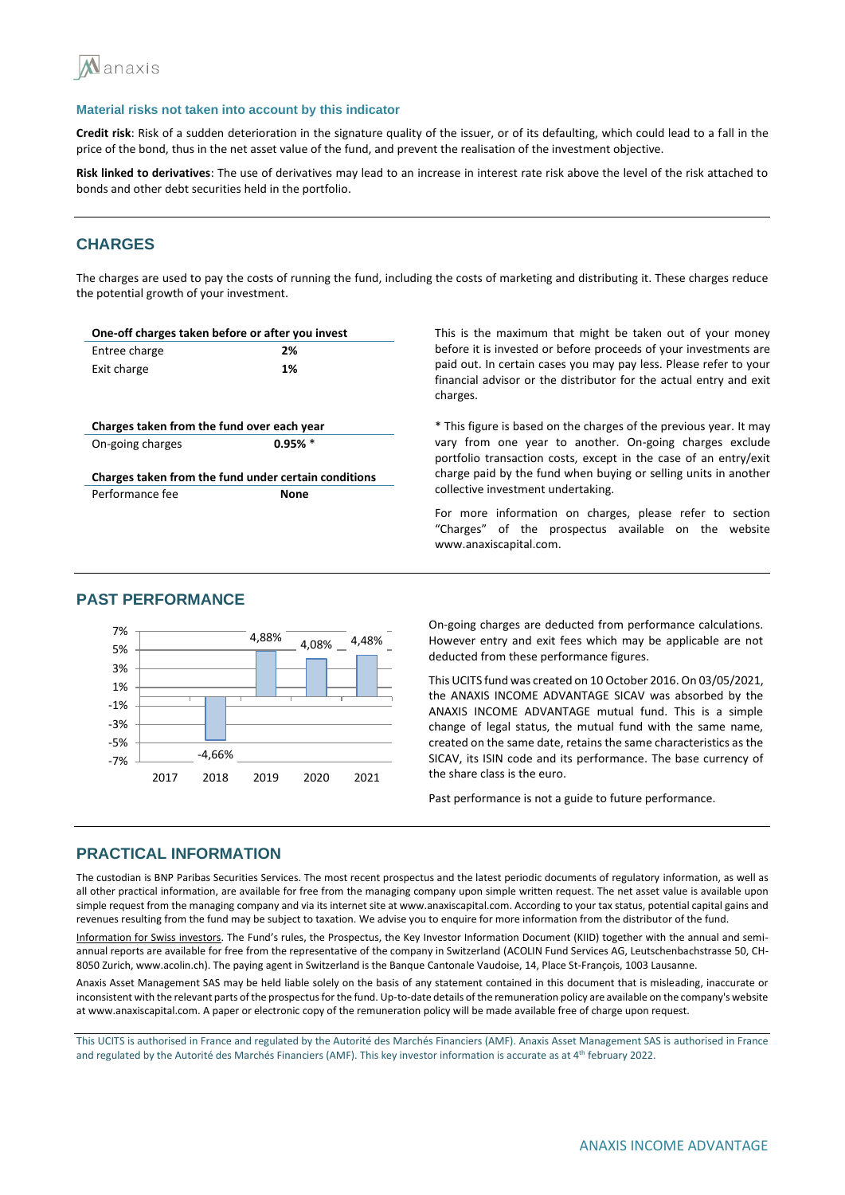#### Material risks not taken into account by this indicator

**Credit risk**: Risk of a sudden deterioration in the signature quality of the issuer, or of its defaulting, which could lead to a fall in the price of the bond, thus in the net asset value of the fund, and prevent the realisation of the investment objective.

**Risk linked to derivatives**: The use of derivatives may lead to an increase in interest rate risk above the level of the risk attached to bonds and other debt securities held in the portfolio.

## CHARGES

The charges are used to pay the costs of running the fund, including the costs of marketing and distributing it. These charges reduce the potential growth of your investment.

| One-off charges taken before or after you invest | |
|---|---|
| Entree charge | **2%** |
| Exit charge | **1%** |
| **Charges taken from the fund over each year** | |
| On-going charges | **0.95% \*** |
| **Charges taken from the fund under certain conditions** | |
| Performance fee | **None** |

This is the maximum that might be taken out of your money before it is invested or before proceeds of your investments are paid out. In certain cases you may pay less. Please refer to your financial advisor or the distributor for the actual entry and exit charges.

\* This figure is based on the charges of the previous year. It may vary from one year to another. On-going charges exclude portfolio transaction costs, except in the case of an entry/exit charge paid by the fund when buying or selling units in another collective investment undertaking.

For more information on charges, please refer to section "Charges" of the prospectus available on the website www.anaxiscapital.com.

## PAST PERFORMANCE

7%
5%
3%
1%
-1%
-3%
-5%
-7%

-4,66%
4,88%
4,08%
4,48%

2017 2018 2019 2020 2021

On-going charges are deducted from performance calculations. However entry and exit fees which may be applicable are not deducted from these performance figures.

This UCITS fund was created on 10 October 2016. On 03/05/2021, the ANAXIS INCOME ADVANTAGE SICAV was absorbed by the ANAXIS INCOME ADVANTAGE mutual fund. This is a simple change of legal status, the mutual fund with the same name, created on the same date, retains the same characteristics as the SICAV, its ISIN code and its performance. The base currency of the share class is the euro.

Past performance is not a guide to future performance.

## PRACTICAL INFORMATION

The custodian is BNP Paribas Securities Services. The most recent prospectus and the latest periodic documents of regulatory information, as well as all other practical information, are available for free from the managing company upon simple written request. The net asset value is available upon simple request from the managing company and via its internet site at www.anaxiscapital.com. According to your tax status, potential capital gains and revenues resulting from the fund may be subject to taxation. We advise you to enquire for more information from the distributor of the fund.

Information for Swiss investors. The Fund's rules, the Prospectus, the Key Investor Information Document (KIID) together with the annual and semi-annual reports are available for free from the representative of the company in Switzerland (ACOLIN Fund Services AG, Leutschenbachstrasse 50, CH-8050 Zurich, www.acolin.ch). The paying agent in Switzerland is the Banque Cantonale Vaudoise, 14, Place St-François, 1003 Lausanne.

Anaxis Asset Management SAS may be held liable solely on the basis of any statement contained in this document that is misleading, inaccurate or inconsistent with the relevant parts of the prospectus for the fund. Up-to-date details of the remuneration policy are available on the company's website at www.anaxiscapital.com. A paper or electronic copy of the remuneration policy will be made available free of charge upon request.

This UCITS is authorised in France and regulated by the Autorité des Marchés Financiers (AMF). Anaxis Asset Management SAS is authorised in France and regulated by the Autorité des Marchés Financiers (AMF). This key investor information is accurate as at 4th february 2022.